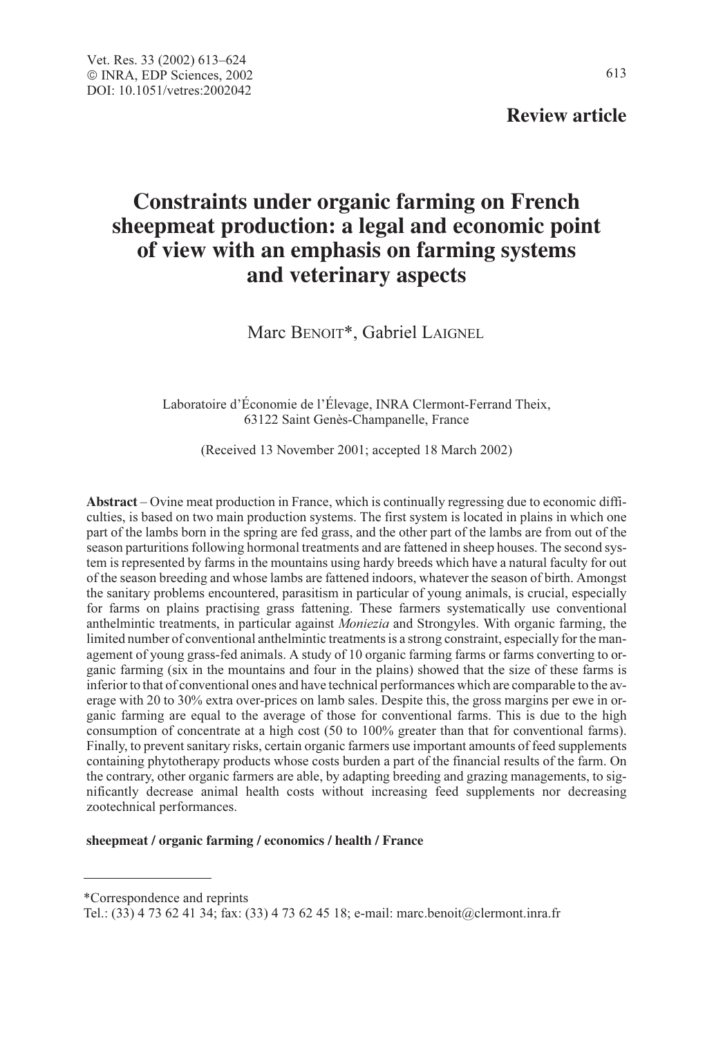**Review article**

# Constraints under organic farming on French sheepmeat production: a legal and economic point of view with an emphasis on farming systems and veterinary aspects

Marc Benoit*, Gabriel Laignel

Laboratoire d'Économie de l'Élevage, INRA Clermont-Ferrand Theix, 63122 Saint Genès-Champanelle, France

(Received 13 November 2001; accepted 18 March 2002)

**Abstract** – Ovine meat production in France, which is continually regressing due to economic difficulties, is based on two main production systems. The first system is located in plains in which one part of the lambs born in the spring are fed grass, and the other part of the lambs are from out of the season parturitions following hormonal treatments and are fattened in sheep houses. The second system is represented by farms in the mountains using hardy breeds which have a natural faculty for out of the season breeding and whose lambs are fattened indoors, whatever the season of birth. Amongst the sanitary problems encountered, parasitism in particular of young animals, is crucial, especially for farms on plains practising grass fattening. These farmers systematically use conventional anthelmintic treatments, in particular against *Moniezia* and Strongyles. With organic farming, the limited number of conventional anthelmintic treatments is a strong constraint, especially for the management of young grass-fed animals. A study of 10 organic farming farms or farms converting to organic farming (six in the mountains and four in the plains) showed that the size of these farms is inferior to that of conventional ones and have technical performances which are comparable to the average with 20 to 30% extra over-prices on lamb sales. Despite this, the gross margins per ewe in organic farming are equal to the average of those for conventional farms. This is due to the high consumption of concentrate at a high cost (50 to 100% greater than that for conventional farms). Finally, to prevent sanitary risks, certain organic farmers use important amounts of feed supplements containing phytotherapy products whose costs burden a part of the financial results of the farm. On the contrary, other organic farmers are able, by adapting breeding and grazing managements, to significantly decrease animal health costs without increasing feed supplements nor decreasing zootechnical performances.

**sheepmeat / organic farming / economics / health / France**

---

*Correspondence and reprints
Tel.: (33) 4 73 62 41 34; fax: (33) 4 73 62 45 18; e-mail: marc.benoit@clermont.inra.fr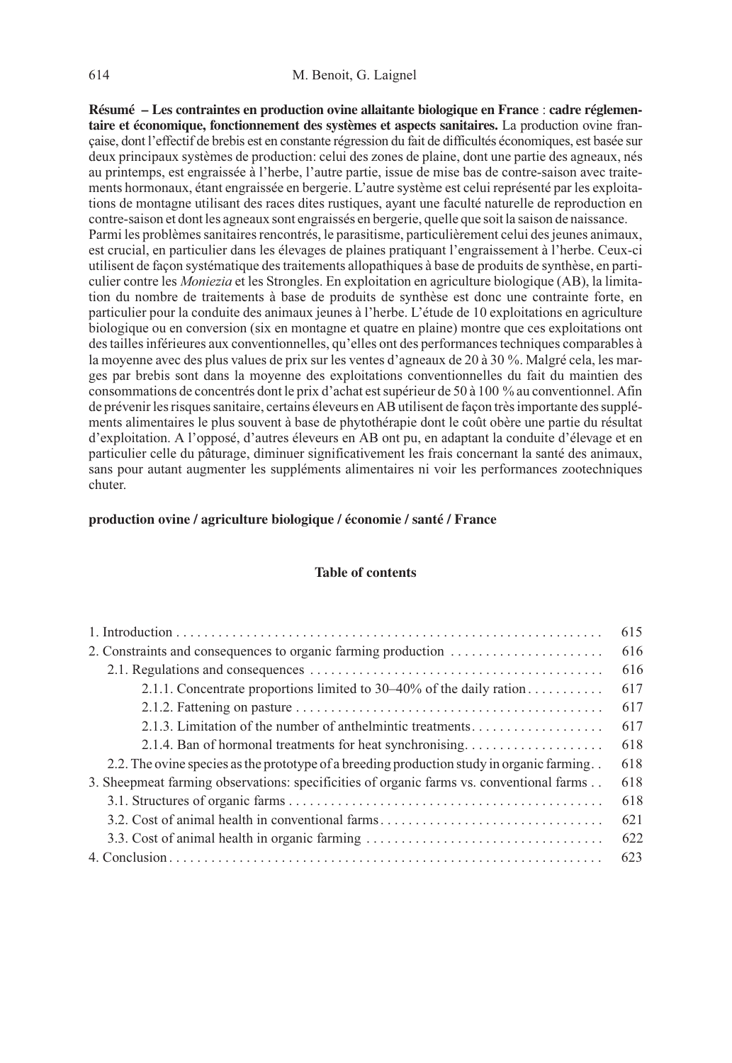**Résumé – Les contraintes en production ovine allaitante biologique en France** : **cadre réglementaire et économique, fonctionnement des systèmes et aspects sanitaires.** La production ovine française, dont l'effectif de brebis est en constante régression du fait de difficultés économiques, est basée sur deux principaux systèmes de production: celui des zones de plaine, dont une partie des agneaux, nés au printemps, est engraissée à l'herbe, l'autre partie, issue de mise bas de contre-saison avec traitements hormonaux, étant engraissée en bergerie. L'autre système est celui représenté par les exploitations de montagne utilisant des races dites rustiques, ayant une faculté naturelle de reproduction en contre-saison et dont les agneaux sont engraissés en bergerie, quelle que soit la saison de naissance. Parmi les problèmes sanitaires rencontrés, le parasitisme, particulièrement celui des jeunes animaux, est crucial, en particulier dans les élevages de plaines pratiquant l'engraissement à l'herbe. Ceux-ci utilisent de façon systématique des traitements allopathiques à base de produits de synthèse, en particulier contre les *Moniezia* et les Strongles. En exploitation en agriculture biologique (AB), la limitation du nombre de traitements à base de produits de synthèse est donc une contrainte forte, en particulier pour la conduite des animaux jeunes à l'herbe. L'étude de 10 exploitations en agriculture biologique ou en conversion (six en montagne et quatre en plaine) montre que ces exploitations ont des tailles inférieures aux conventionnelles, qu'elles ont des performances techniques comparables à la moyenne avec des plus values de prix sur les ventes d'agneaux de 20 à 30 %. Malgré cela, les marges par brebis sont dans la moyenne des exploitations conventionnelles du fait du maintien des consommations de concentrés dont le prix d'achat est supérieur de 50 à 100 % au conventionnel. Afin de prévenir les risques sanitaire, certains éleveurs en AB utilisent de façon très importante des suppléments alimentaires le plus souvent à base de phytothérapie dont le coût obère une partie du résultat d'exploitation. A l'opposé, d'autres éleveurs en AB ont pu, en adaptant la conduite d'élevage et en particulier celle du pâturage, diminuer significativement les frais concernant la santé des animaux, sans pour autant augmenter les suppléments alimentaires ni voir les performances zootechniques chuter.

**production ovine / agriculture biologique / économie / santé / France**

## Table of contents

1. Introduction ........ 615
2. Constraints and consequences to organic farming production ........ 616
    - 2.1. Regulations and consequences ........ 616
        - 2.1.1. Concentrate proportions limited to 30–40% of the daily ration ........ 617
        - 2.1.2. Fattening on pasture ........ 617
        - 2.1.3. Limitation of the number of anthelmintic treatments ........ 617
        - 2.1.4. Ban of hormonal treatments for heat synchronising ........ 618
    - 2.2. The ovine species as the prototype of a breeding production study in organic farming ........ 618
3. Sheepmeat farming observations: specificities of organic farms vs. conventional farms ........ 618
    - 3.1. Structures of organic farms ........ 618
    - 3.2. Cost of animal health in conventional farms ........ 621
    - 3.3. Cost of animal health in organic farming ........ 622
4. Conclusion ........ 623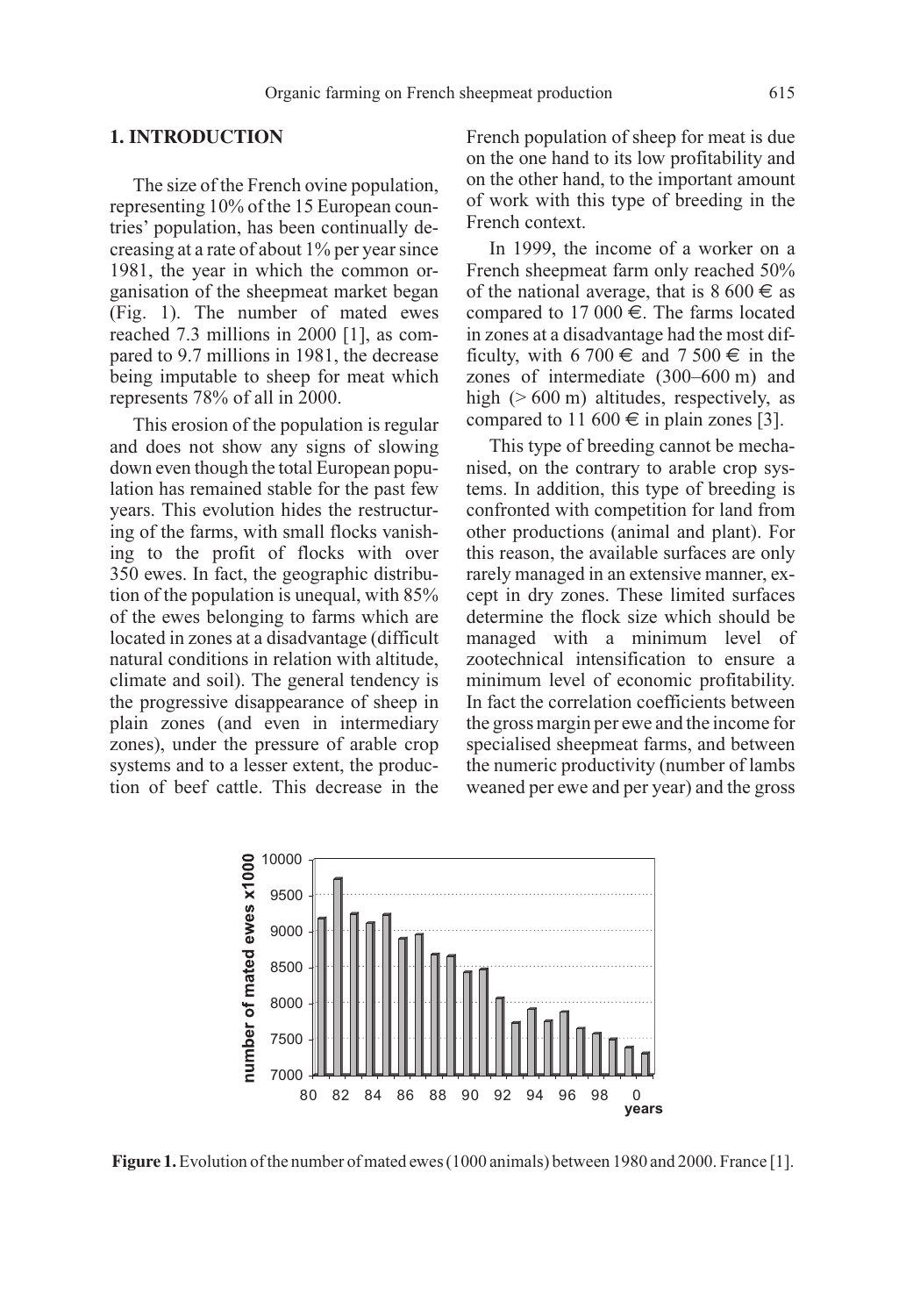## 1. INTRODUCTION

The size of the French ovine population, representing 10% of the 15 European countries' population, has been continually decreasing at a rate of about 1% per year since 1981, the year in which the common organisation of the sheepmeat market began (Fig. 1). The number of mated ewes reached 7.3 millions in 2000 [1], as compared to 9.7 millions in 1981, the decrease being imputable to sheep for meat which represents 78% of all in 2000.

This erosion of the population is regular and does not show any signs of slowing down even though the total European population has remained stable for the past few years. This evolution hides the restructuring of the farms, with small flocks vanishing to the profit of flocks with over 350 ewes. In fact, the geographic distribution of the population is unequal, with 85% of the ewes belonging to farms which are located in zones at a disadvantage (difficult natural conditions in relation with altitude, climate and soil). The general tendency is the progressive disappearance of sheep in plain zones (and even in intermediary zones), under the pressure of arable crop systems and to a lesser extent, the production of beef cattle. This decrease in the French population of sheep for meat is due on the one hand to its low profitability and on the other hand, to the important amount of work with this type of breeding in the French context.

In 1999, the income of a worker on a French sheepmeat farm only reached 50% of the national average, that is 8 600 € as compared to 17 000 €. The farms located in zones at a disadvantage had the most difficulty, with 6 700 € and 7 500 € in the zones of intermediate (300–600 m) and high (> 600 m) altitudes, respectively, as compared to 11 600 € in plain zones [3].

This type of breeding cannot be mechanised, on the contrary to arable crop systems. In addition, this type of breeding is confronted with competition for land from other productions (animal and plant). For this reason, the available surfaces are only rarely managed in an extensive manner, except in dry zones. These limited surfaces determine the flock size which should be managed with a minimum level of zootechnical intensification to ensure a minimum level of economic profitability. In fact the correlation coefficients between the gross margin per ewe and the income for specialised sheepmeat farms, and between the numeric productivity (number of lambs weaned per ewe and per year) and the gross

**Figure 1.** Evolution of the number of mated ewes (1000 animals) between 1980 and 2000. France [1].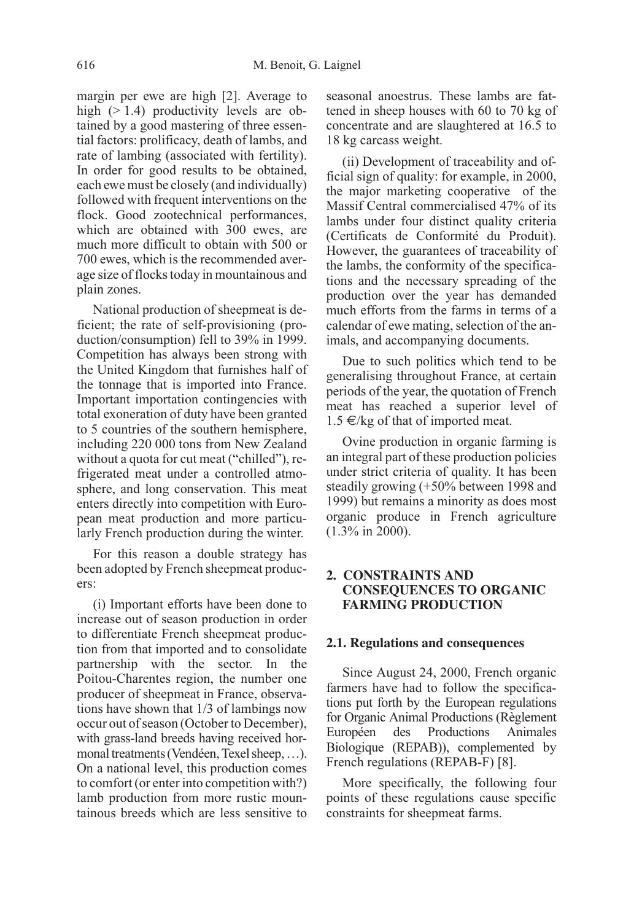margin per ewe are high [2]. Average to high (> 1.4) productivity levels are obtained by a good mastering of three essential factors: prolificacy, death of lambs, and rate of lambing (associated with fertility). In order for good results to be obtained, each ewe must be closely (and individually) followed with frequent interventions on the flock. Good zootechnical performances, which are obtained with 300 ewes, are much more difficult to obtain with 500 or 700 ewes, which is the recommended average size of flocks today in mountainous and plain zones.

National production of sheepmeat is deficient; the rate of self-provisioning (production/consumption) fell to 39% in 1999. Competition has always been strong with the United Kingdom that furnishes half of the tonnage that is imported into France. Important importation contingencies with total exoneration of duty have been granted to 5 countries of the southern hemisphere, including 220 000 tons from New Zealand without a quota for cut meat ("chilled"), refrigerated meat under a controlled atmosphere, and long conservation. This meat enters directly into competition with European meat production and more particularly French production during the winter.

For this reason a double strategy has been adopted by French sheepmeat producers:

(i) Important efforts have been done to increase out of season production in order to differentiate French sheepmeat production from that imported and to consolidate partnership with the sector. In the Poitou-Charentes region, the number one producer of sheepmeat in France, observations have shown that 1/3 of lambings now occur out of season (October to December), with grass-land breeds having received hormonal treatments (Vendéen, Texel sheep, …). On a national level, this production comes to comfort (or enter into competition with?) lamb production from more rustic mountainous breeds which are less sensitive to seasonal anoestrus. These lambs are fattened in sheep houses with 60 to 70 kg of concentrate and are slaughtered at 16.5 to 18 kg carcass weight.

(ii) Development of traceability and official sign of quality: for example, in 2000, the major marketing cooperative of the Massif Central commercialised 47% of its lambs under four distinct quality criteria (Certificats de Conformité du Produit). However, the guarantees of traceability of the lambs, the conformity of the specifications and the necessary spreading of the production over the year has demanded much efforts from the farms in terms of a calendar of ewe mating, selection of the animals, and accompanying documents.

Due to such politics which tend to be generalising throughout France, at certain periods of the year, the quotation of French meat has reached a superior level of 1.5 €/kg of that of imported meat.

Ovine production in organic farming is an integral part of these production policies under strict criteria of quality. It has been steadily growing (+50% between 1998 and 1999) but remains a minority as does most organic produce in French agriculture (1.3% in 2000).

## 2. CONSTRAINTS AND CONSEQUENCES TO ORGANIC FARMING PRODUCTION

### 2.1. Regulations and consequences

Since August 24, 2000, French organic farmers have had to follow the specifications put forth by the European regulations for Organic Animal Productions (Règlement Européen des Productions Animales Biologique (REPAB)), complemented by French regulations (REPAB-F) [8].

More specifically, the following four points of these regulations cause specific constraints for sheepmeat farms.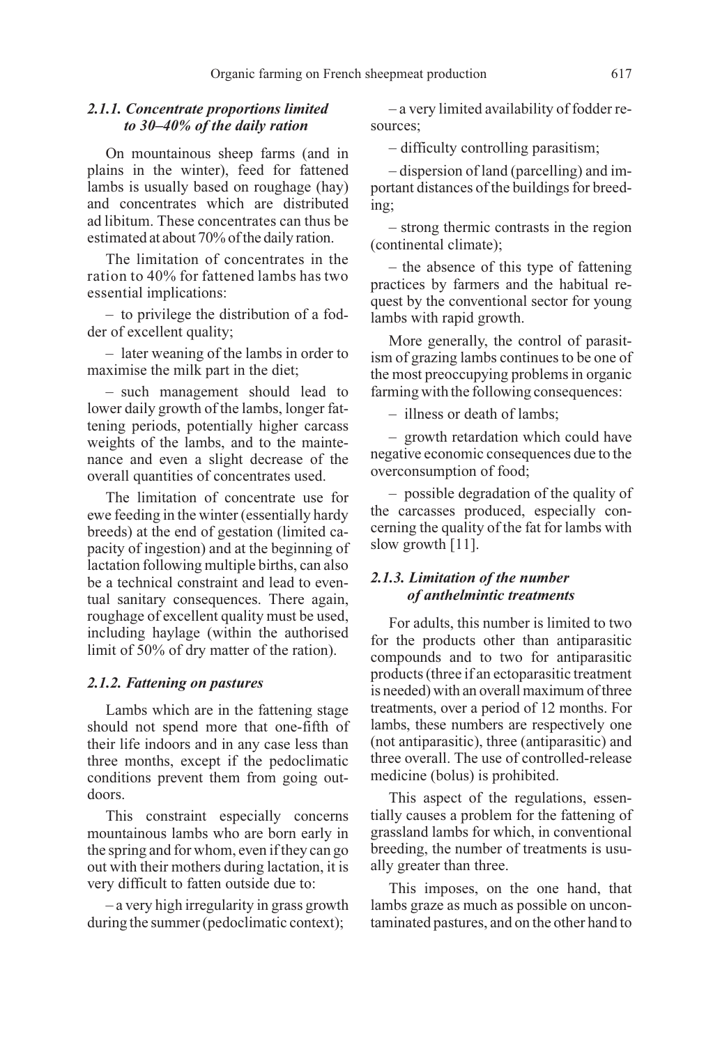#### 2.1.1. Concentrate proportions limited to 30–40% of the daily ration

On mountainous sheep farms (and in plains in the winter), feed for fattened lambs is usually based on roughage (hay) and concentrates which are distributed ad libitum. These concentrates can thus be estimated at about 70% of the daily ration.

The limitation of concentrates in the ration to 40% for fattened lambs has two essential implications:

– to privilege the distribution of a fodder of excellent quality;

– later weaning of the lambs in order to maximise the milk part in the diet;

– such management should lead to lower daily growth of the lambs, longer fattening periods, potentially higher carcass weights of the lambs, and to the maintenance and even a slight decrease of the overall quantities of concentrates used.

The limitation of concentrate use for ewe feeding in the winter (essentially hardy breeds) at the end of gestation (limited capacity of ingestion) and at the beginning of lactation following multiple births, can also be a technical constraint and lead to eventual sanitary consequences. There again, roughage of excellent quality must be used, including haylage (within the authorised limit of 50% of dry matter of the ration).

#### 2.1.2. Fattening on pastures

Lambs which are in the fattening stage should not spend more that one-fifth of their life indoors and in any case less than three months, except if the pedoclimatic conditions prevent them from going outdoors.

This constraint especially concerns mountainous lambs who are born early in the spring and for whom, even if they can go out with their mothers during lactation, it is very difficult to fatten outside due to:

– a very high irregularity in grass growth during the summer (pedoclimatic context);

– a very limited availability of fodder resources;

– difficulty controlling parasitism;

– dispersion of land (parcelling) and important distances of the buildings for breeding;

– strong thermic contrasts in the region (continental climate);

– the absence of this type of fattening practices by farmers and the habitual request by the conventional sector for young lambs with rapid growth.

More generally, the control of parasitism of grazing lambs continues to be one of the most preoccupying problems in organic farming with the following consequences:

– illness or death of lambs;

– growth retardation which could have negative economic consequences due to the overconsumption of food;

– possible degradation of the quality of the carcasses produced, especially concerning the quality of the fat for lambs with slow growth [11].

#### 2.1.3. Limitation of the number of anthelmintic treatments

For adults, this number is limited to two for the products other than antiparasitic compounds and to two for antiparasitic products (three if an ectoparasitic treatment is needed) with an overall maximum of three treatments, over a period of 12 months. For lambs, these numbers are respectively one (not antiparasitic), three (antiparasitic) and three overall. The use of controlled-release medicine (bolus) is prohibited.

This aspect of the regulations, essentially causes a problem for the fattening of grassland lambs for which, in conventional breeding, the number of treatments is usually greater than three.

This imposes, on the one hand, that lambs graze as much as possible on uncontaminated pastures, and on the other hand to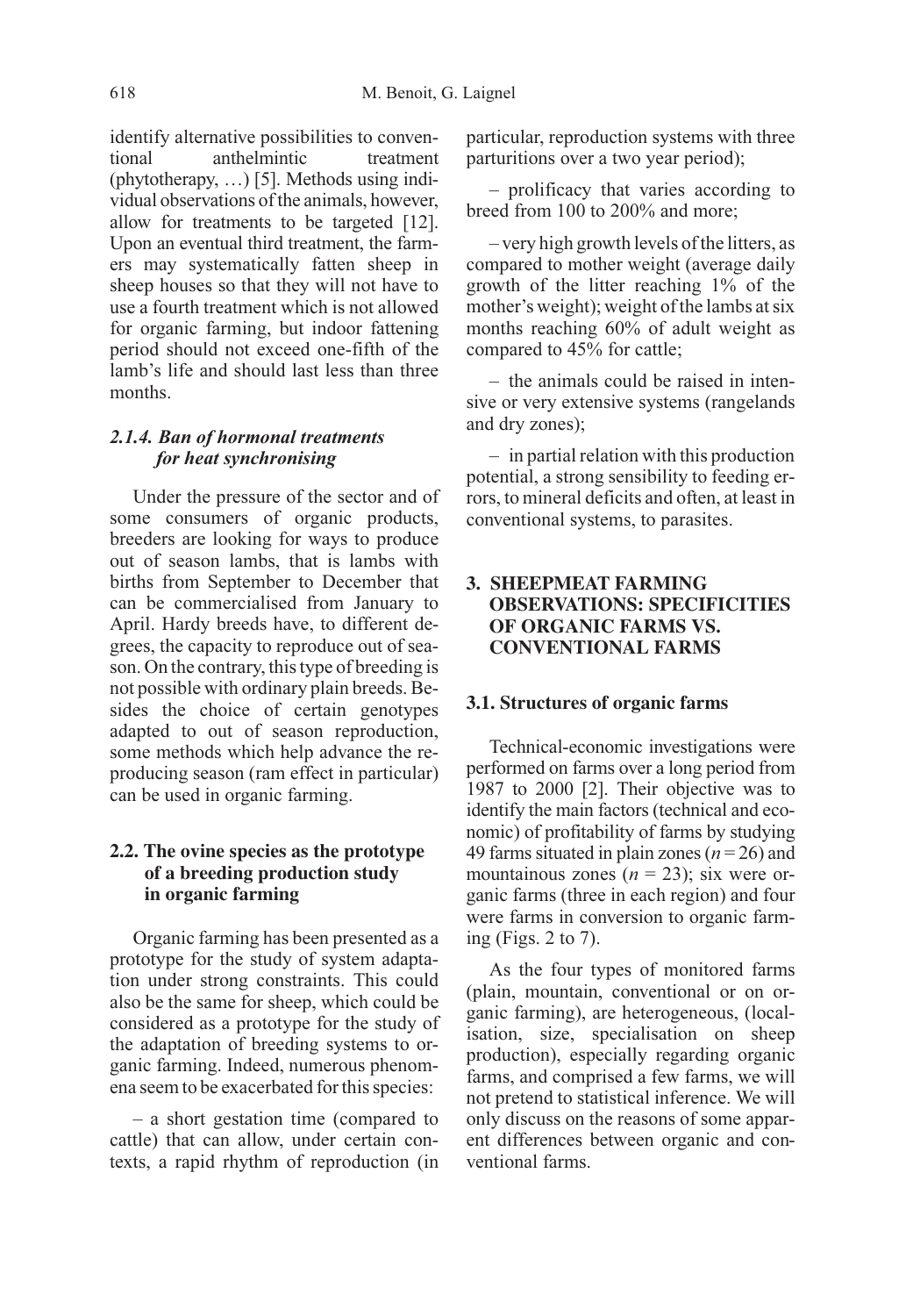identify alternative possibilities to conventional anthelmintic treatment (phytotherapy, …) [5]. Methods using individual observations of the animals, however, allow for treatments to be targeted [12]. Upon an eventual third treatment, the farmers may systematically fatten sheep in sheep houses so that they will not have to use a fourth treatment which is not allowed for organic farming, but indoor fattening period should not exceed one-fifth of the lamb's life and should last less than three months.

#### *2.1.4. Ban of hormonal treatments for heat synchronising*

Under the pressure of the sector and of some consumers of organic products, breeders are looking for ways to produce out of season lambs, that is lambs with births from September to December that can be commercialised from January to April. Hardy breeds have, to different degrees, the capacity to reproduce out of season. On the contrary, this type of breeding is not possible with ordinary plain breeds. Besides the choice of certain genotypes adapted to out of season reproduction, some methods which help advance the reproducing season (ram effect in particular) can be used in organic farming.

### 2.2. The ovine species as the prototype of a breeding production study in organic farming

Organic farming has been presented as a prototype for the study of system adaptation under strong constraints. This could also be the same for sheep, which could be considered as a prototype for the study of the adaptation of breeding systems to organic farming. Indeed, numerous phenomena seem to be exacerbated for this species:

– a short gestation time (compared to cattle) that can allow, under certain contexts, a rapid rhythm of reproduction (in particular, reproduction systems with three parturitions over a two year period);

– prolificacy that varies according to breed from 100 to 200% and more;

– very high growth levels of the litters, as compared to mother weight (average daily growth of the litter reaching 1% of the mother's weight); weight of the lambs at six months reaching 60% of adult weight as compared to 45% for cattle;

– the animals could be raised in intensive or very extensive systems (rangelands and dry zones);

– in partial relation with this production potential, a strong sensibility to feeding errors, to mineral deficits and often, at least in conventional systems, to parasites.

## 3. SHEEPMEAT FARMING OBSERVATIONS: SPECIFICITIES OF ORGANIC FARMS VS. CONVENTIONAL FARMS

### 3.1. Structures of organic farms

Technical-economic investigations were performed on farms over a long period from 1987 to 2000 [2]. Their objective was to identify the main factors (technical and economic) of profitability of farms by studying 49 farms situated in plain zones ($n = 26$) and mountainous zones ($n = 23$); six were organic farms (three in each region) and four were farms in conversion to organic farming (Figs. 2 to 7).

As the four types of monitored farms (plain, mountain, conventional or on organic farming), are heterogeneous, (localisation, size, specialisation on sheep production), especially regarding organic farms, and comprised a few farms, we will not pretend to statistical inference. We will only discuss on the reasons of some apparent differences between organic and conventional farms.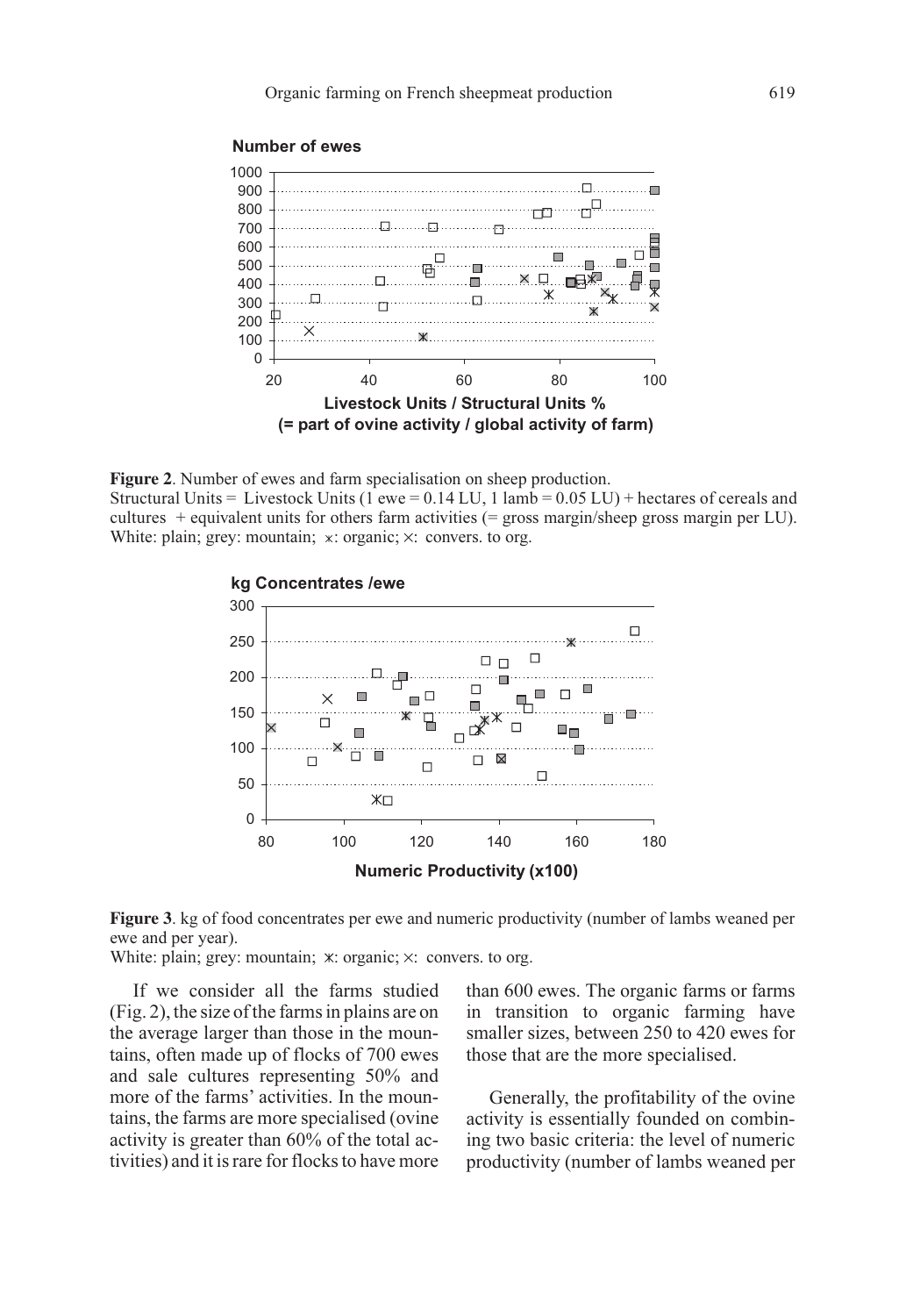**Figure 2**. Number of ewes and farm specialisation on sheep production.
Structural Units = Livestock Units (1 ewe = 0.14 LU, 1 lamb = 0.05 LU) + hectares of cereals and cultures + equivalent units for others farm activities (= gross margin/sheep gross margin per LU).
White: plain; grey: mountain; ⋇: organic; ×: convers. to org.

**Figure 3**. kg of food concentrates per ewe and numeric productivity (number of lambs weaned per ewe and per year).
White: plain; grey: mountain; ⋇: organic; ×: convers. to org.

If we consider all the farms studied (Fig. 2), the size of the farms in plains are on the average larger than those in the mountains, often made up of flocks of 700 ewes and sale cultures representing 50% and more of the farms' activities. In the mountains, the farms are more specialised (ovine activity is greater than 60% of the total activities) and it is rare for flocks to have more than 600 ewes. The organic farms or farms in transition to organic farming have smaller sizes, between 250 to 420 ewes for those that are the more specialised.

Generally, the profitability of the ovine activity is essentially founded on combining two basic criteria: the level of numeric productivity (number of lambs weaned per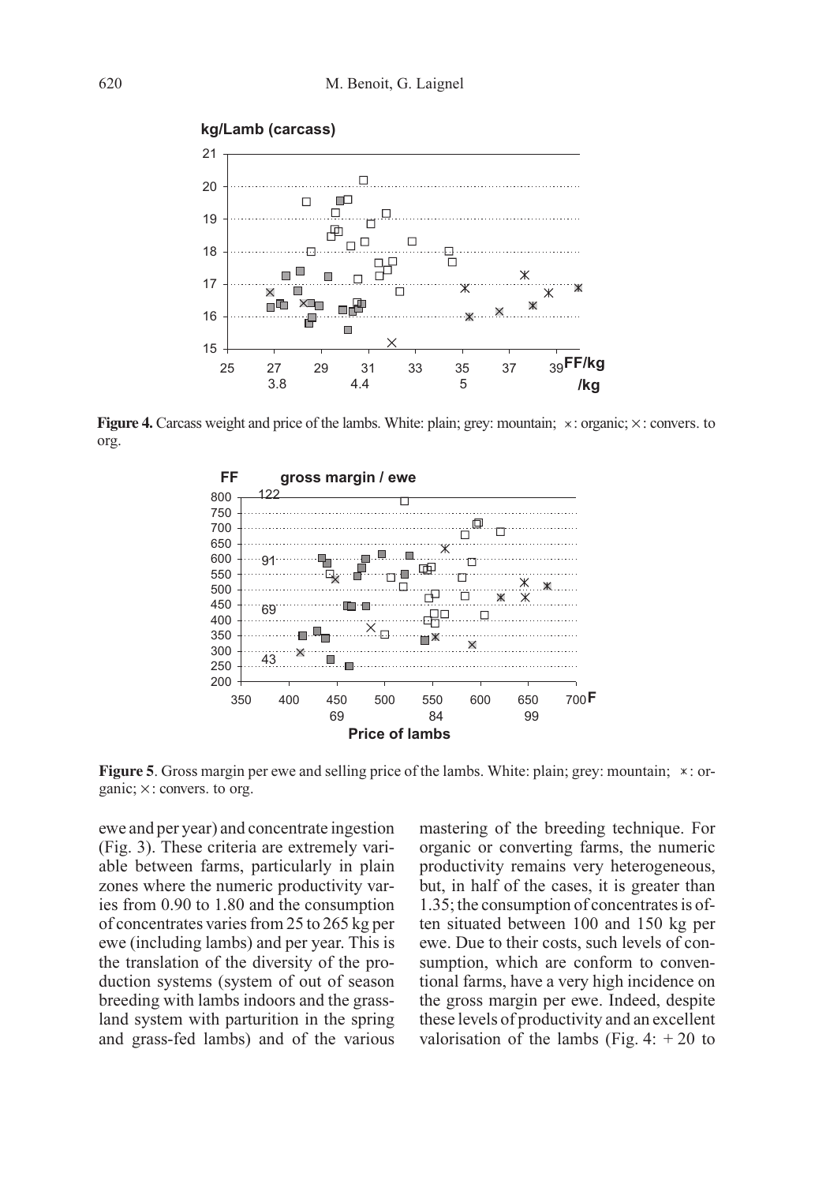**Figure 4.** Carcass weight and price of the lambs. White: plain; grey: mountain; ×: organic; ×: convers. to org.

**Figure 5**. Gross margin per ewe and selling price of the lambs. White: plain; grey: mountain; ×: organic; ×: convers. to org.

ewe and per year) and concentrate ingestion (Fig. 3). These criteria are extremely variable between farms, particularly in plain zones where the numeric productivity varies from 0.90 to 1.80 and the consumption of concentrates varies from 25 to 265 kg per ewe (including lambs) and per year. This is the translation of the diversity of the production systems (system of out of season breeding with lambs indoors and the grassland system with parturition in the spring and grass-fed lambs) and of the various mastering of the breeding technique. For organic or converting farms, the numeric productivity remains very heterogeneous, but, in half of the cases, it is greater than 1.35; the consumption of concentrates is often situated between 100 and 150 kg per ewe. Due to their costs, such levels of consumption, which are conform to conventional farms, have a very high incidence on the gross margin per ewe. Indeed, despite these levels of productivity and an excellent valorisation of the lambs (Fig. 4: + 20 to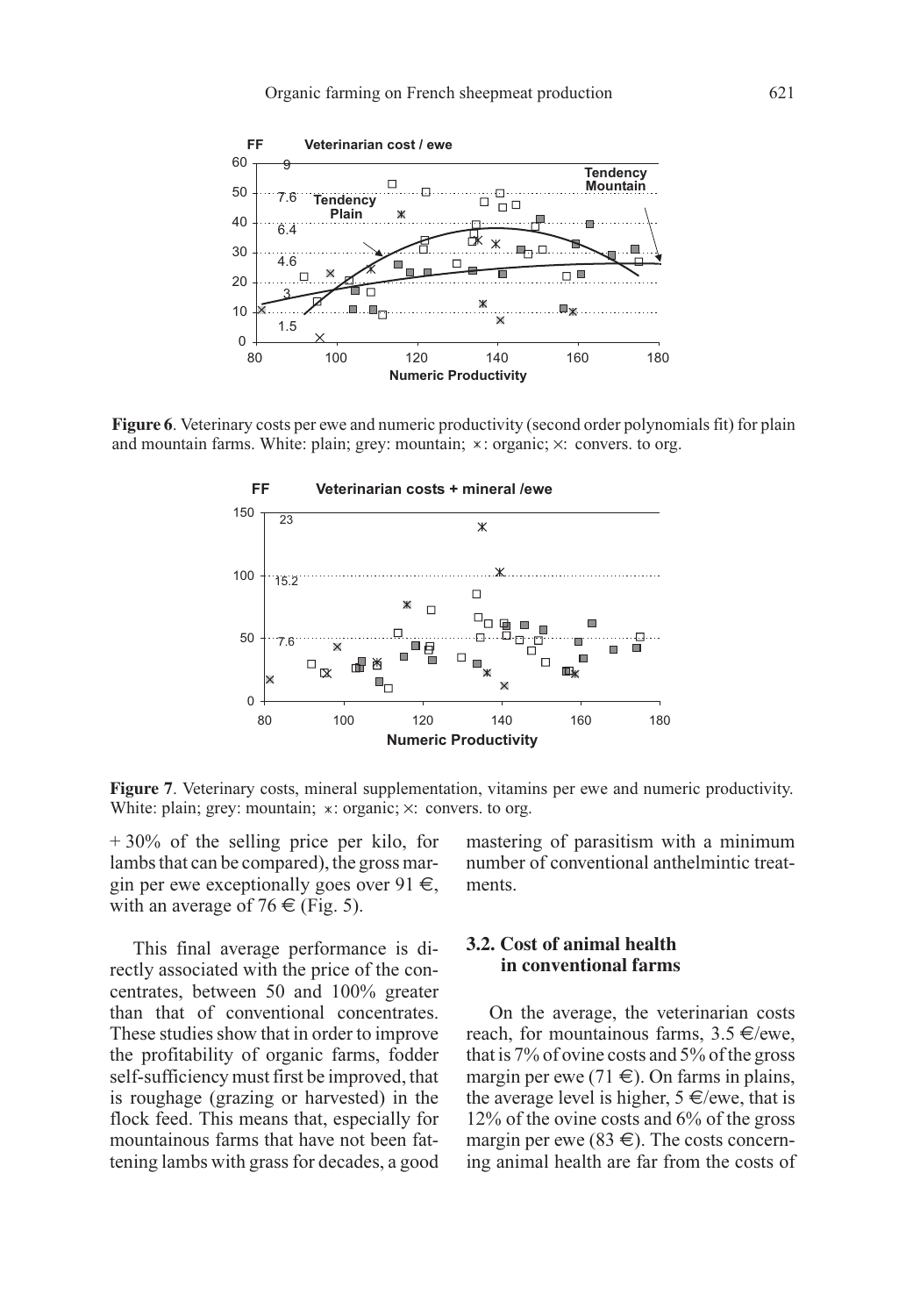**Figure 6**. Veterinary costs per ewe and numeric productivity (second order polynomials fit) for plain and mountain farms. White: plain; grey: mountain; ×: organic; ×: convers. to org.

**Figure 7**. Veterinary costs, mineral supplementation, vitamins per ewe and numeric productivity. White: plain; grey: mountain; ×: organic; ×: convers. to org.

+ 30% of the selling price per kilo, for lambs that can be compared), the gross margin per ewe exceptionally goes over 91 €, with an average of 76 € (Fig. 5).

This final average performance is directly associated with the price of the concentrates, between 50 and 100% greater than that of conventional concentrates. These studies show that in order to improve the profitability of organic farms, fodder self-sufficiency must first be improved, that is roughage (grazing or harvested) in the flock feed. This means that, especially for mountainous farms that have not been fattening lambs with grass for decades, a good mastering of parasitism with a minimum number of conventional anthelmintic treatments.

### 3.2. Cost of animal health in conventional farms

On the average, the veterinarian costs reach, for mountainous farms, 3.5 €/ewe, that is 7% of ovine costs and 5% of the gross margin per ewe (71 €). On farms in plains, the average level is higher, 5 €/ewe, that is 12% of the ovine costs and 6% of the gross margin per ewe (83 €). The costs concerning animal health are far from the costs of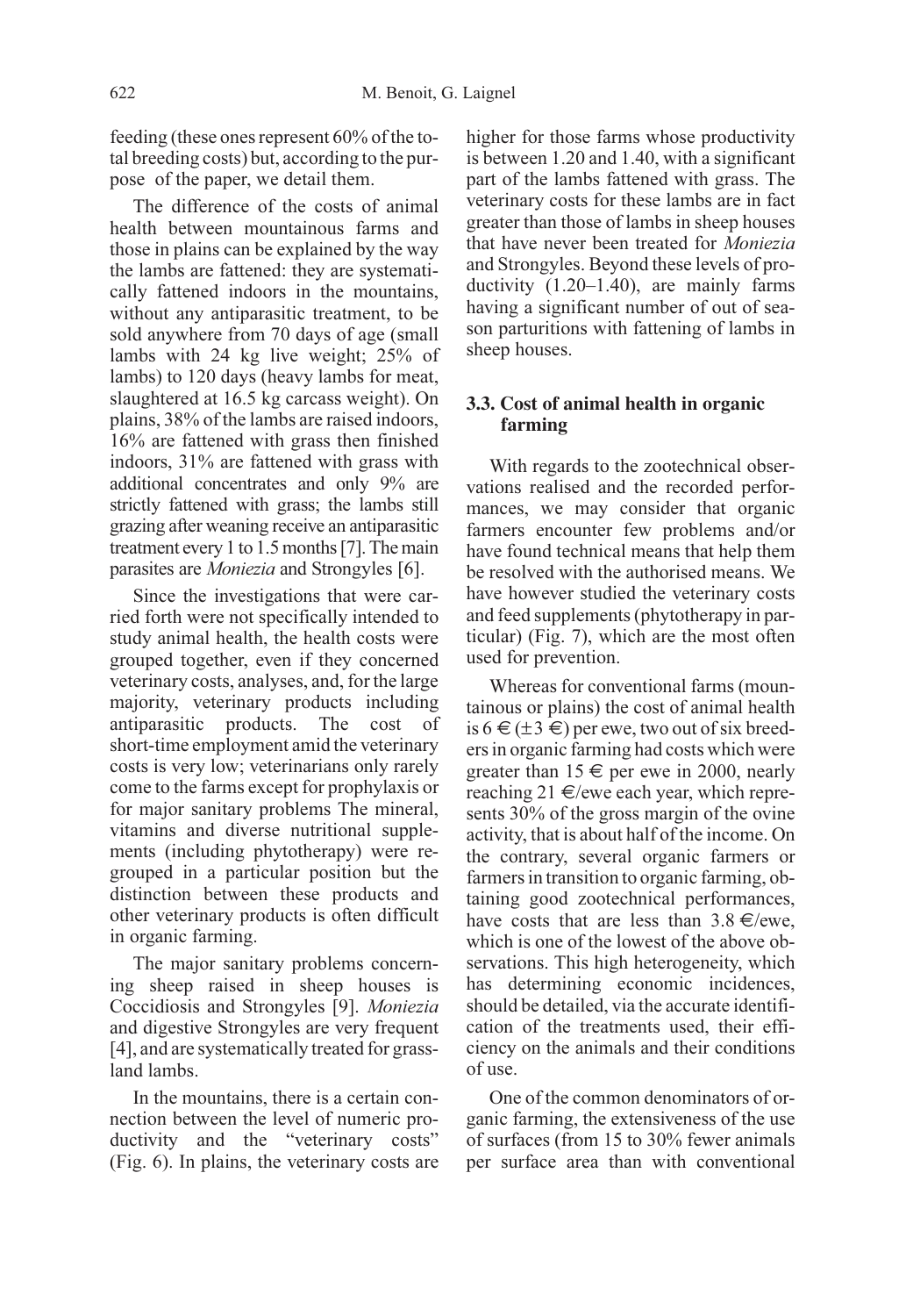feeding (these ones represent 60% of the total breeding costs) but, according to the purpose of the paper, we detail them.

The difference of the costs of animal health between mountainous farms and those in plains can be explained by the way the lambs are fattened: they are systematically fattened indoors in the mountains, without any antiparasitic treatment, to be sold anywhere from 70 days of age (small lambs with 24 kg live weight; 25% of lambs) to 120 days (heavy lambs for meat, slaughtered at 16.5 kg carcass weight). On plains, 38% of the lambs are raised indoors, 16% are fattened with grass then finished indoors, 31% are fattened with grass with additional concentrates and only 9% are strictly fattened with grass; the lambs still grazing after weaning receive an antiparasitic treatment every 1 to 1.5 months [7]. The main parasites are *Moniezia* and Strongyles [6].

Since the investigations that were carried forth were not specifically intended to study animal health, the health costs were grouped together, even if they concerned veterinary costs, analyses, and, for the large majority, veterinary products including antiparasitic products. The cost of short-time employment amid the veterinary costs is very low; veterinarians only rarely come to the farms except for prophylaxis or for major sanitary problems The mineral, vitamins and diverse nutritional supplements (including phytotherapy) were regrouped in a particular position but the distinction between these products and other veterinary products is often difficult in organic farming.

The major sanitary problems concerning sheep raised in sheep houses is Coccidiosis and Strongyles [9]. *Moniezia* and digestive Strongyles are very frequent [4], and are systematically treated for grassland lambs.

In the mountains, there is a certain connection between the level of numeric productivity and the "veterinary costs" (Fig. 6). In plains, the veterinary costs are higher for those farms whose productivity is between 1.20 and 1.40, with a significant part of the lambs fattened with grass. The veterinary costs for these lambs are in fact greater than those of lambs in sheep houses that have never been treated for *Moniezia* and Strongyles. Beyond these levels of productivity (1.20–1.40), are mainly farms having a significant number of out of season parturitions with fattening of lambs in sheep houses.

### 3.3. Cost of animal health in organic farming

With regards to the zootechnical observations realised and the recorded performances, we may consider that organic farmers encounter few problems and/or have found technical means that help them be resolved with the authorised means. We have however studied the veterinary costs and feed supplements (phytotherapy in particular) (Fig. 7), which are the most often used for prevention.

Whereas for conventional farms (mountainous or plains) the cost of animal health is 6 € (±3 €) per ewe, two out of six breeders in organic farming had costs which were greater than 15 € per ewe in 2000, nearly reaching 21 €/ewe each year, which represents 30% of the gross margin of the ovine activity, that is about half of the income. On the contrary, several organic farmers or farmers in transition to organic farming, obtaining good zootechnical performances, have costs that are less than 3.8 €/ewe, which is one of the lowest of the above observations. This high heterogeneity, which has determining economic incidences, should be detailed, via the accurate identification of the treatments used, their efficiency on the animals and their conditions of use.

One of the common denominators of organic farming, the extensiveness of the use of surfaces (from 15 to 30% fewer animals per surface area than with conventional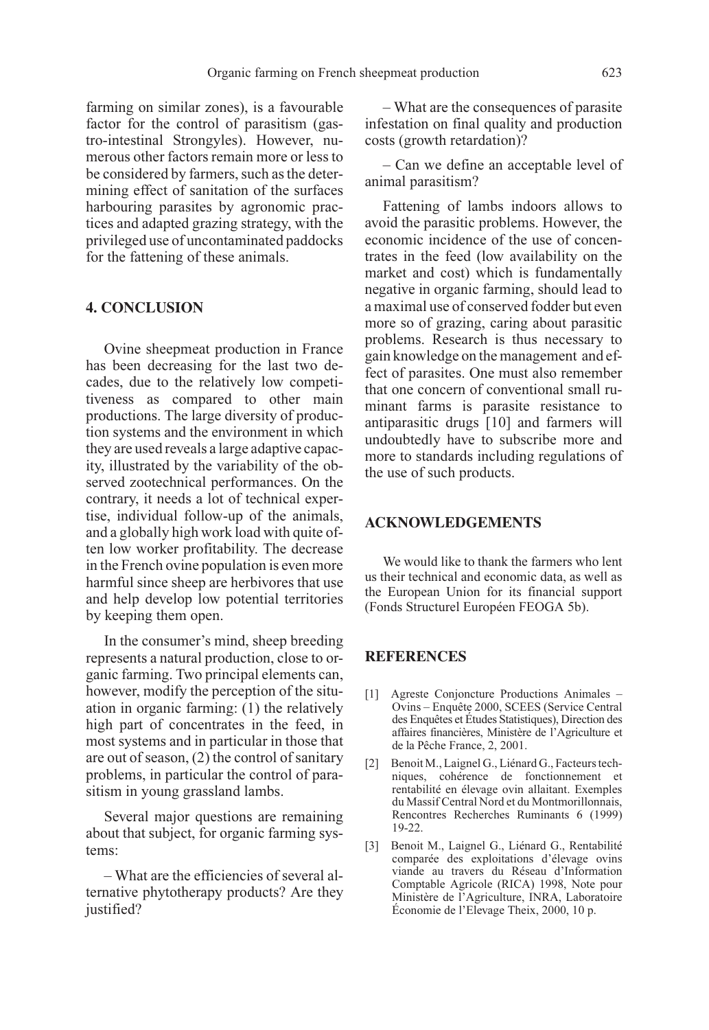farming on similar zones), is a favourable factor for the control of parasitism (gastro-intestinal Strongyles). However, numerous other factors remain more or less to be considered by farmers, such as the determining effect of sanitation of the surfaces harbouring parasites by agronomic practices and adapted grazing strategy, with the privileged use of uncontaminated paddocks for the fattening of these animals.

## 4. CONCLUSION

Ovine sheepmeat production in France has been decreasing for the last two decades, due to the relatively low competitiveness as compared to other main productions. The large diversity of production systems and the environment in which they are used reveals a large adaptive capacity, illustrated by the variability of the observed zootechnical performances. On the contrary, it needs a lot of technical expertise, individual follow-up of the animals, and a globally high work load with quite often low worker profitability. The decrease in the French ovine population is even more harmful since sheep are herbivores that use and help develop low potential territories by keeping them open.

In the consumer's mind, sheep breeding represents a natural production, close to organic farming. Two principal elements can, however, modify the perception of the situation in organic farming: (1) the relatively high part of concentrates in the feed, in most systems and in particular in those that are out of season, (2) the control of sanitary problems, in particular the control of parasitism in young grassland lambs.

Several major questions are remaining about that subject, for organic farming systems:

– What are the efficiencies of several alternative phytotherapy products? Are they justified?

– What are the consequences of parasite infestation on final quality and production costs (growth retardation)?

– Can we define an acceptable level of animal parasitism?

Fattening of lambs indoors allows to avoid the parasitic problems. However, the economic incidence of the use of concentrates in the feed (low availability on the market and cost) which is fundamentally negative in organic farming, should lead to a maximal use of conserved fodder but even more so of grazing, caring about parasitic problems. Research is thus necessary to gain knowledge on the management and effect of parasites. One must also remember that one concern of conventional small ruminant farms is parasite resistance to antiparasitic drugs [10] and farmers will undoubtedly have to subscribe more and more to standards including regulations of the use of such products.

## ACKNOWLEDGEMENTS

We would like to thank the farmers who lent us their technical and economic data, as well as the European Union for its financial support (Fonds Structurel Européen FEOGA 5b).

## REFERENCES

[1] Agreste Conjoncture Productions Animales – Ovins – Enquête 2000, SCEES (Service Central des Enquêtes et Études Statistiques), Direction des affaires financières, Ministère de l'Agriculture et de la Pêche France, 2, 2001.

[2] Benoit M., Laignel G., Liénard G., Facteurs techniques, cohérence de fonctionnement et rentabilité en élevage ovin allaitant. Exemples du Massif Central Nord et du Montmorillonnais, Rencontres Recherches Ruminants 6 (1999) 19-22.

[3] Benoit M., Laignel G., Liénard G., Rentabilité comparée des exploitations d'élevage ovins viande au travers du Réseau d'Information Comptable Agricole (RICA) 1998, Note pour Ministère de l'Agriculture, INRA, Laboratoire Économie de l'Elevage Theix, 2000, 10 p.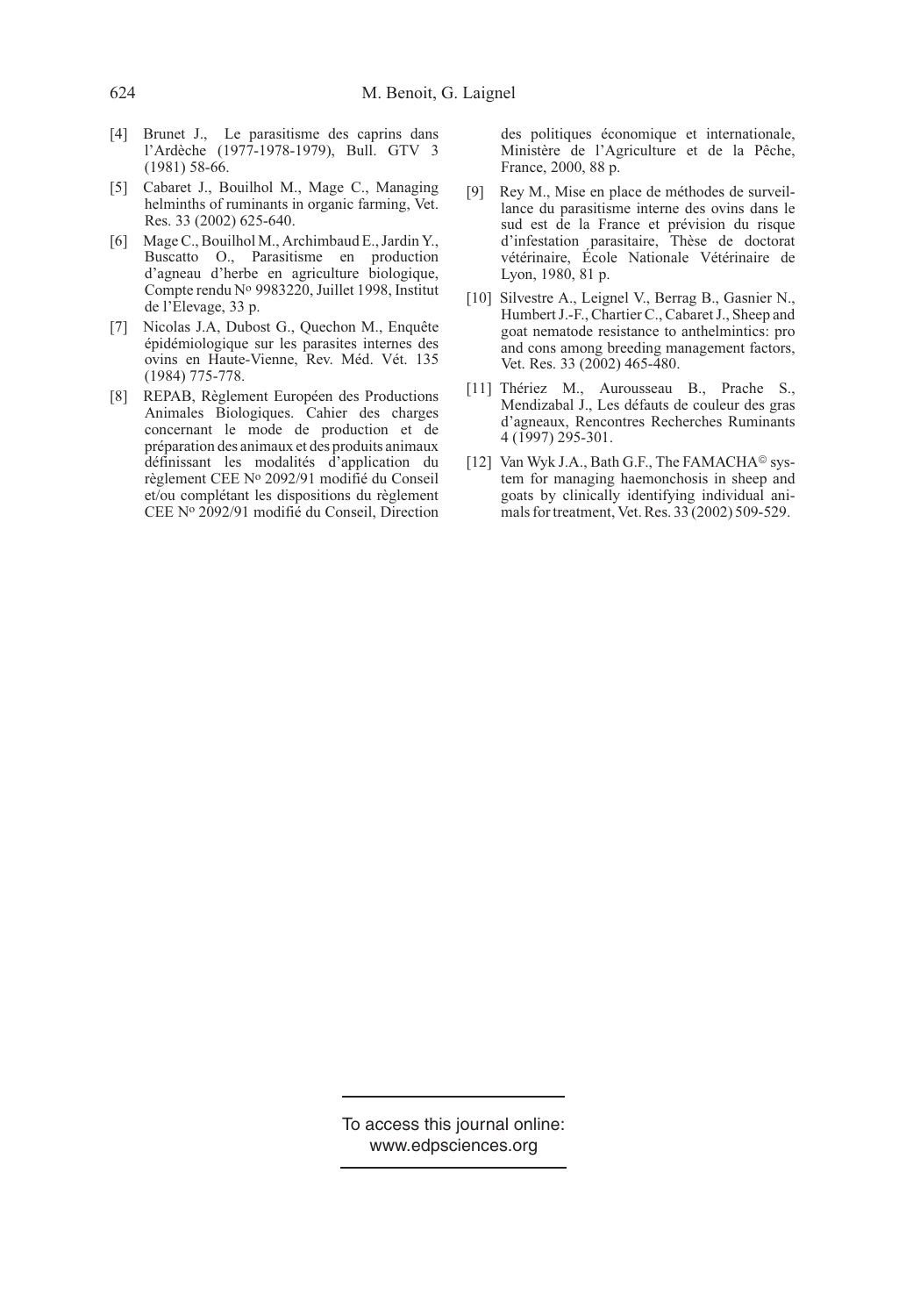[4] Brunet J., Le parasitisme des caprins dans l'Ardèche (1977-1978-1979), Bull. GTV 3 (1981) 58-66.

[5] Cabaret J., Bouilhol M., Mage C., Managing helminths of ruminants in organic farming, Vet. Res. 33 (2002) 625-640.

[6] Mage C., Bouilhol M., Archimbaud E., Jardin Y., Buscatto O., Parasitisme en production d'agneau d'herbe en agriculture biologique, Compte rendu N° 9983220, Juillet 1998, Institut de l'Elevage, 33 p.

[7] Nicolas J.A, Dubost G., Quechon M., Enquête épidémiologique sur les parasites internes des ovins en Haute-Vienne, Rev. Méd. Vét. 135 (1984) 775-778.

[8] REPAB, Règlement Européen des Productions Animales Biologiques. Cahier des charges concernant le mode de production et de préparation des animaux et des produits animaux définissant les modalités d'application du règlement CEE N° 2092/91 modifié du Conseil et/ou complétant les dispositions du règlement CEE N° 2092/91 modifié du Conseil, Direction des politiques économique et internationale, Ministère de l'Agriculture et de la Pêche, France, 2000, 88 p.

[9] Rey M., Mise en place de méthodes de surveillance du parasitisme interne des ovins dans le sud est de la France et prévision du risque d'infestation parasitaire, Thèse de doctorat vétérinaire, École Nationale Vétérinaire de Lyon, 1980, 81 p.

[10] Silvestre A., Leignel V., Berrag B., Gasnier N., Humbert J.-F., Chartier C., Cabaret J., Sheep and goat nematode resistance to anthelmintics: pro and cons among breeding management factors, Vet. Res. 33 (2002) 465-480.

[11] Thériez M., Aurousseau B., Prache S., Mendizabal J., Les défauts de couleur des gras d'agneaux, Rencontres Recherches Ruminants 4 (1997) 295-301.

[12] Van Wyk J.A., Bath G.F., The FAMACHA© system for managing haemonchosis in sheep and goats by clinically identifying individual animals for treatment, Vet. Res. 33 (2002) 509-529.

To access this journal online:
www.edpsciences.org